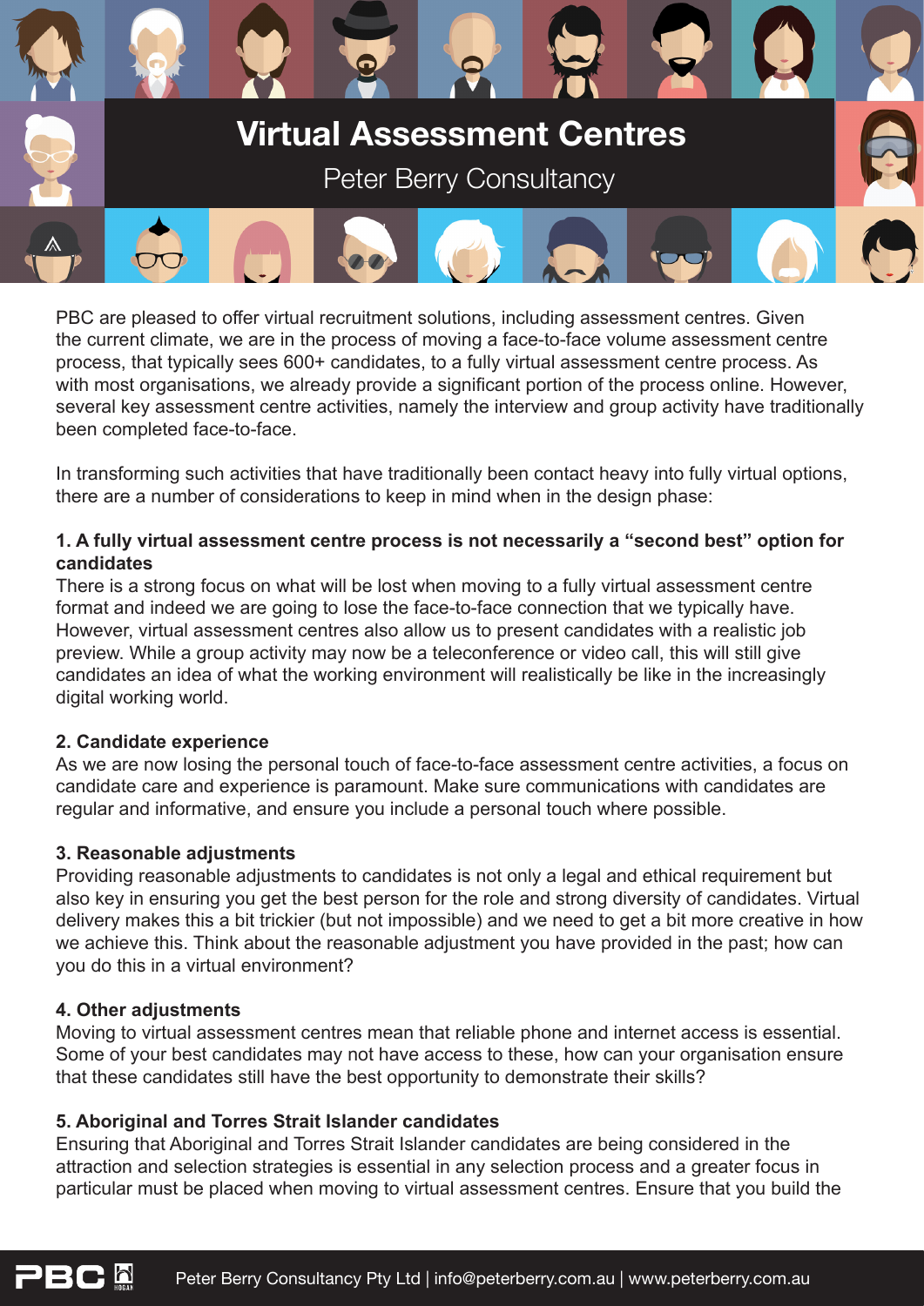# Virtual Assessment Centres

Peter Berry Consultancy

PBC are pleased to offer virtual recruitment solutions, including assessment centres. Given the current climate, we are in the process of moving a face-to-face volume assessment centre process, that typically sees 600+ candidates, to a fully virtual assessment centre process. As with most organisations, we already provide a significant portion of the process online. However, several key assessment centre activities, namely the interview and group activity have traditionally been completed face-to-face.

In transforming such activities that have traditionally been contact heavy into fully virtual options, there are a number of considerations to keep in mind when in the design phase:

**1. A fully virtual assessment centre process is not necessarily a "second best" option for candidates**

There is a strong focus on what will be lost when moving to a fully virtual assessment centre format and indeed we are going to lose the face-to-face connection that we typically have. However, virtual assessment centres also allow us to present candidates with a realistic job preview. While a group activity may now be a teleconference or video call, this will still give candidates an idea of what the working environment will realistically be like in the increasingly digital working world.

**2. Candidate experience**

As we are now losing the personal touch of face-to-face assessment centre activities, a focus on candidate care and experience is paramount. Make sure communications with candidates are regular and informative, and ensure you include a personal touch where possible.

**3. Reasonable adjustments**

Providing reasonable adjustments to candidates is not only a legal and ethical requirement but also key in ensuring you get the best person for the role and strong diversity of candidates. Virtual delivery makes this a bit trickier (but not impossible) and we need to get a bit more creative in how we achieve this. Think about the reasonable adjustment you have provided in the past; how can you do this in a virtual environment?

**4. Other adjustments**

Moving to virtual assessment centres mean that reliable phone and internet access is essential. Some of your best candidates may not have access to these, how can your organisation ensure that these candidates still have the best opportunity to demonstrate their skills?

**5. Aboriginal and Torres Strait Islander candidates**

Ensuring that Aboriginal and Torres Strait Islander candidates are being considered in the attraction and selection strategies is essential in any selection process and a greater focus in particular must be placed when moving to virtual assessment centres. Ensure that you build the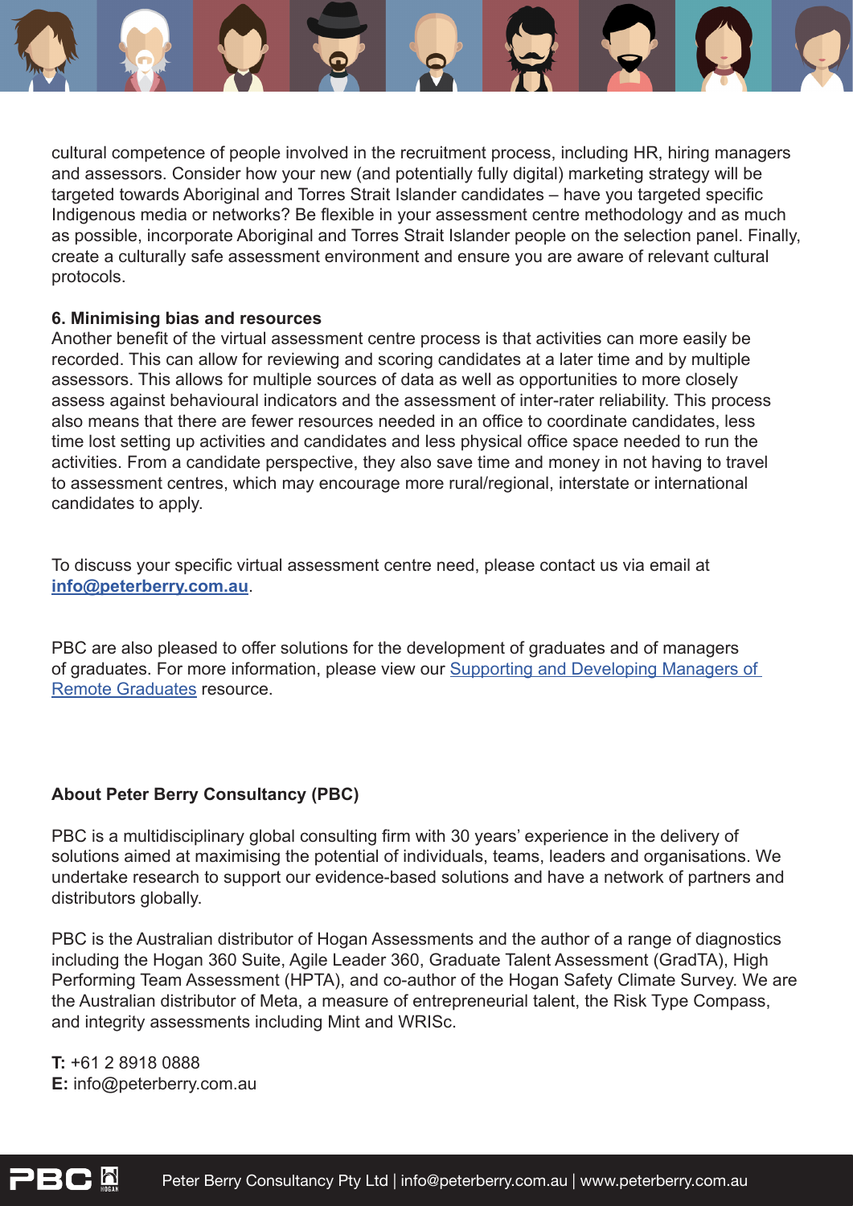cultural competence of people involved in the recruitment process, including HR, hiring managers and assessors. Consider how your new (and potentially fully digital) marketing strategy will be targeted towards Aboriginal and Torres Strait Islander candidates – have you targeted specific Indigenous media or networks? Be flexible in your assessment centre methodology and as much as possible, incorporate Aboriginal and Torres Strait Islander people on the selection panel. Finally, create a culturally safe assessment environment and ensure you are aware of relevant cultural protocols.

**6. Minimising bias and resources**

Another benefit of the virtual assessment centre process is that activities can more easily be recorded. This can allow for reviewing and scoring candidates at a later time and by multiple assessors. This allows for multiple sources of data as well as opportunities to more closely assess against behavioural indicators and the assessment of inter-rater reliability. This process also means that there are fewer resources needed in an office to coordinate candidates, less time lost setting up activities and candidates and less physical office space needed to run the activities. From a candidate perspective, they also save time and money in not having to travel to assessment centres, which may encourage more rural/regional, interstate or international candidates to apply.

To discuss your specific virtual assessment centre need, please contact us via email at **info@peterberry.com.au**.

PBC are also pleased to offer solutions for the development of graduates and of managers of graduates. For more information, please view our Supporting and Developing Managers of Remote Graduates resource.

**About Peter Berry Consultancy (PBC)**

PBC is a multidisciplinary global consulting firm with 30 years' experience in the delivery of solutions aimed at maximising the potential of individuals, teams, leaders and organisations. We undertake research to support our evidence-based solutions and have a network of partners and distributors globally.

PBC is the Australian distributor of Hogan Assessments and the author of a range of diagnostics including the Hogan 360 Suite, Agile Leader 360, Graduate Talent Assessment (GradTA), High Performing Team Assessment (HPTA), and co-author of the Hogan Safety Climate Survey. We are the Australian distributor of Meta, a measure of entrepreneurial talent, the Risk Type Compass, and integrity assessments including Mint and WRISc.

**T:** +61 2 8918 0888
**E:** info@peterberry.com.au